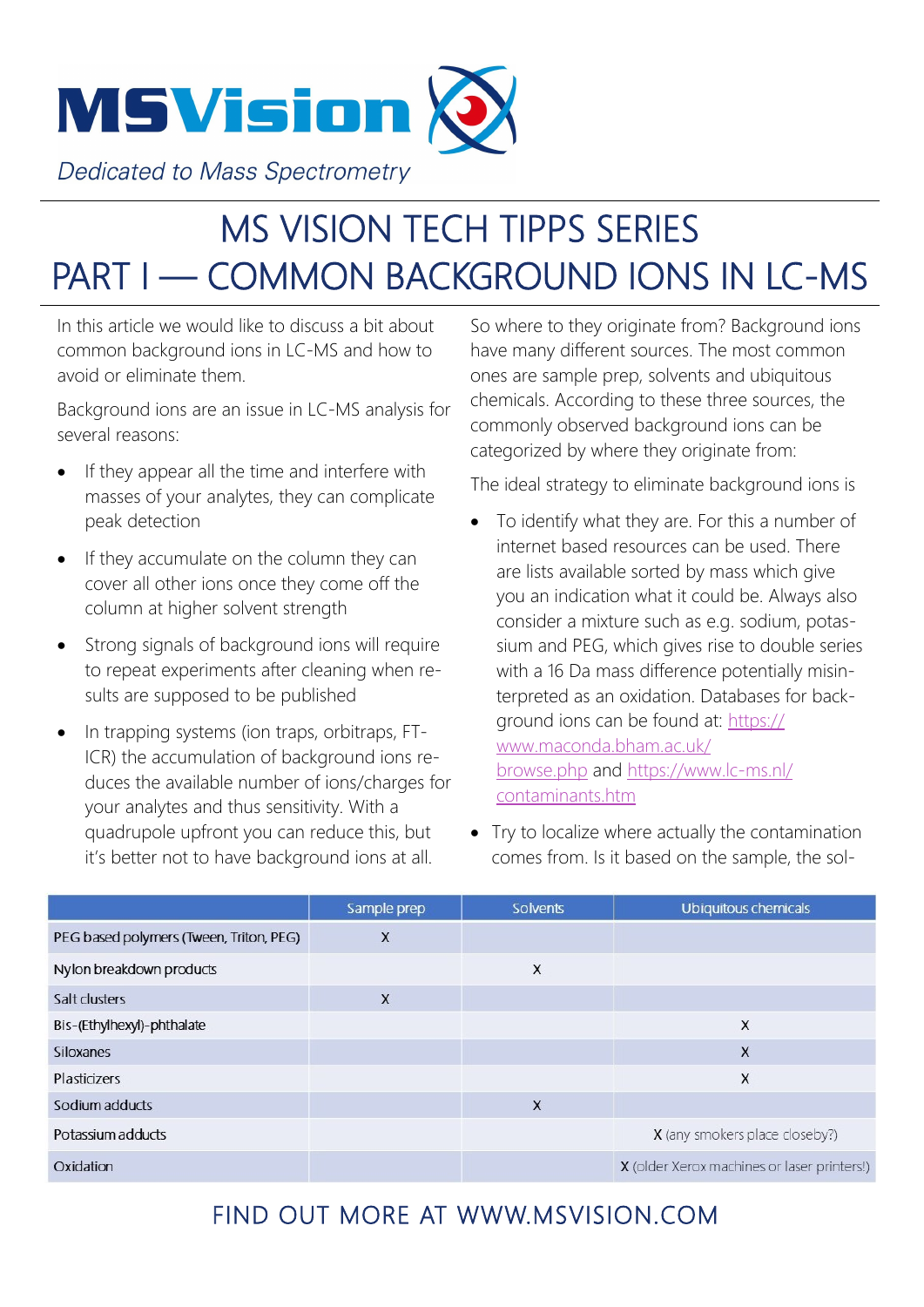MSVision

*Dedicated to Mass Spectrometry*

# MS VISION TECH TIPPS SERIES
# PART I — COMMON BACKGROUND IONS IN LC-MS

In this article we would like to discuss a bit about common background ions in LC-MS and how to avoid or eliminate them.

Background ions are an issue in LC-MS analysis for several reasons:

- If they appear all the time and interfere with masses of your analytes, they can complicate peak detection
- If they accumulate on the column they can cover all other ions once they come off the column at higher solvent strength
- Strong signals of background ions will require to repeat experiments after cleaning when results are supposed to be published
- In trapping systems (ion traps, orbitraps, FT-ICR) the accumulation of background ions reduces the available number of ions/charges for your analytes and thus sensitivity. With a quadrupole upfront you can reduce this, but it's better not to have background ions at all.

So where to they originate from? Background ions have many different sources. The most common ones are sample prep, solvents and ubiquitous chemicals. According to these three sources, the commonly observed background ions can be categorized by where they originate from:

The ideal strategy to eliminate background ions is

- To identify what they are. For this a number of internet based resources can be used. There are lists available sorted by mass which give you an indication what it could be. Always also consider a mixture such as e.g. sodium, potassium and PEG, which gives rise to double series with a 16 Da mass difference potentially misinterpreted as an oxidation. Databases for background ions can be found at: [https://www.maconda.bham.ac.uk/browse.php](https://www.maconda.bham.ac.uk/browse.php) and [https://www.lc-ms.nl/contaminants.htm](https://www.lc-ms.nl/contaminants.htm)
- Try to localize where actually the contamination comes from. Is it based on the sample, the sol-

| | Sample prep | Solvents | Ubiquitous chemicals |
|---|---|---|---|
| PEG based polymers (Tween, Triton, PEG) | X | | |
| Nylon breakdown products | | X | |
| Salt clusters | X | | |
| Bis-(Ethylhexyl)-phthalate | | | X |
| Siloxanes | | | X |
| Plasticizers | | | X |
| Sodium adducts | | X | |
| Potassium adducts | | | X (any smokers place closeby?) |
| Oxidation | | | X (older Xerox machines or laser printers!) |

FIND OUT MORE AT WWW.MSVISION.COM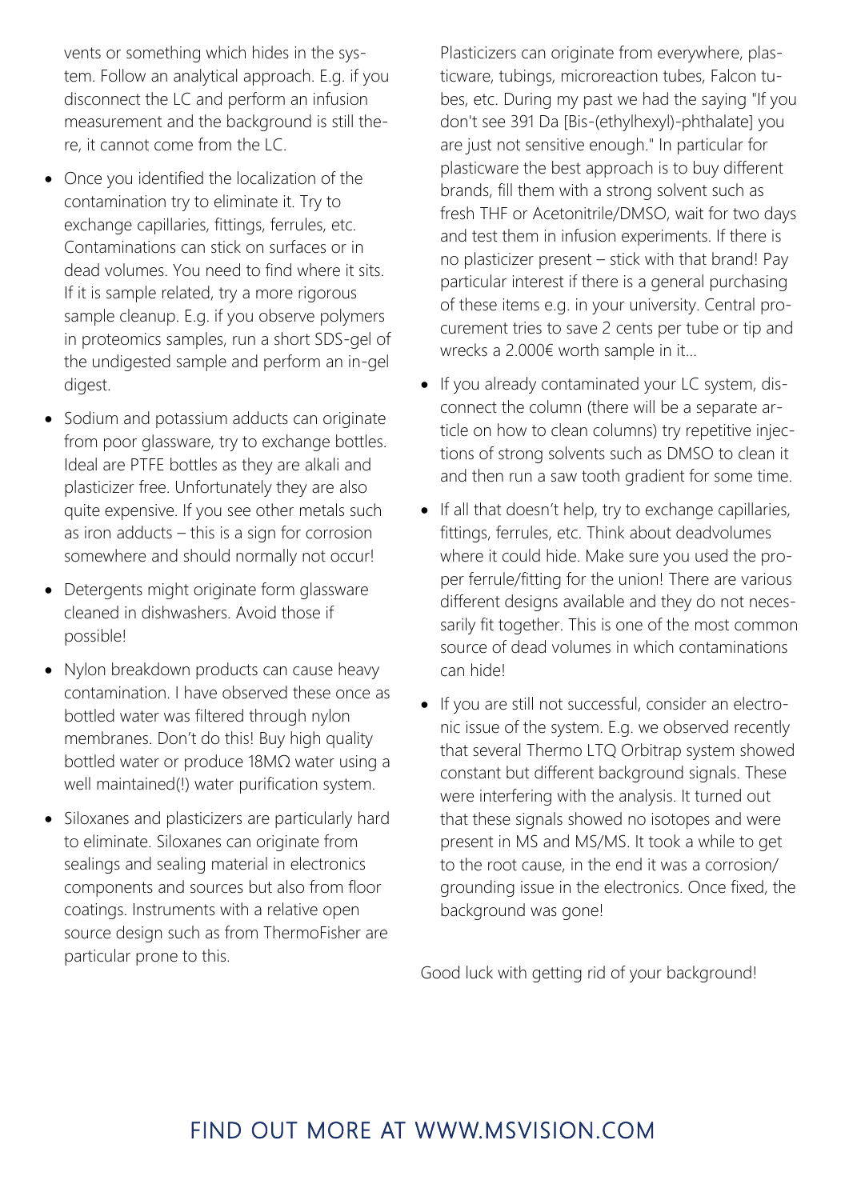vents or something which hides in the system. Follow an analytical approach. E.g. if you disconnect the LC and perform an infusion measurement and the background is still there, it cannot come from the LC.

- Once you identified the localization of the contamination try to eliminate it. Try to exchange capillaries, fittings, ferrules, etc. Contaminations can stick on surfaces or in dead volumes. You need to find where it sits. If it is sample related, try a more rigorous sample cleanup. E.g. if you observe polymers in proteomics samples, run a short SDS-gel of the undigested sample and perform an in-gel digest.
- Sodium and potassium adducts can originate from poor glassware, try to exchange bottles. Ideal are PTFE bottles as they are alkali and plasticizer free. Unfortunately they are also quite expensive. If you see other metals such as iron adducts – this is a sign for corrosion somewhere and should normally not occur!
- Detergents might originate form glassware cleaned in dishwashers. Avoid those if possible!
- Nylon breakdown products can cause heavy contamination. I have observed these once as bottled water was filtered through nylon membranes. Don't do this! Buy high quality bottled water or produce 18MΩ water using a well maintained(!) water purification system.
- Siloxanes and plasticizers are particularly hard to eliminate. Siloxanes can originate from sealings and sealing material in electronics components and sources but also from floor coatings. Instruments with a relative open source design such as from ThermoFisher are particular prone to this.

Plasticizers can originate from everywhere, plasticware, tubings, microreaction tubes, Falcon tubes, etc. During my past we had the saying "If you don't see 391 Da [Bis-(ethylhexyl)-phthalate] you are just not sensitive enough." In particular for plasticware the best approach is to buy different brands, fill them with a strong solvent such as fresh THF or Acetonitrile/DMSO, wait for two days and test them in infusion experiments. If there is no plasticizer present – stick with that brand! Pay particular interest if there is a general purchasing of these items e.g. in your university. Central procurement tries to save 2 cents per tube or tip and wrecks a 2.000€ worth sample in it...

- If you already contaminated your LC system, disconnect the column (there will be a separate article on how to clean columns) try repetitive injections of strong solvents such as DMSO to clean it and then run a saw tooth gradient for some time.
- If all that doesn't help, try to exchange capillaries, fittings, ferrules, etc. Think about deadvolumes where it could hide. Make sure you used the proper ferrule/fitting for the union! There are various different designs available and they do not necessarily fit together. This is one of the most common source of dead volumes in which contaminations can hide!
- If you are still not successful, consider an electronic issue of the system. E.g. we observed recently that several Thermo LTQ Orbitrap system showed constant but different background signals. These were interfering with the analysis. It turned out that these signals showed no isotopes and were present in MS and MS/MS. It took a while to get to the root cause, in the end it was a corrosion/ grounding issue in the electronics. Once fixed, the background was gone!

Good luck with getting rid of your background!

FIND OUT MORE AT WWW.MSVISION.COM